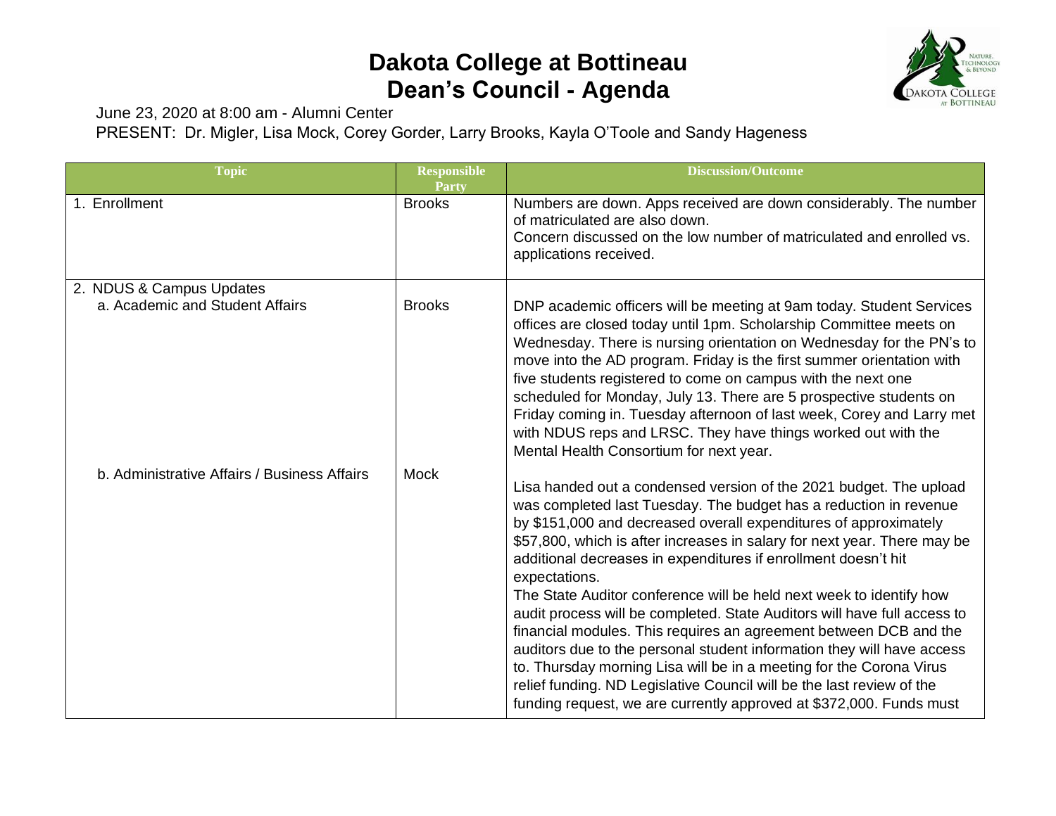# Dakota College at Bottineau
# Dean's Council - Agenda

June 23, 2020 at 8:00 am - Alumni Center

PRESENT: Dr. Migler, Lisa Mock, Corey Gorder, Larry Brooks, Kayla O'Toole and Sandy Hageness

| Topic | Responsible Party | Discussion/Outcome |
|---|---|---|
| 1. Enrollment | Brooks | Numbers are down. Apps received are down considerably. The number of matriculated are also down.<br>Concern discussed on the low number of matriculated and enrolled vs. applications received. |
| 2. NDUS & Campus Updates<br>a. Academic and Student Affairs | Brooks | DNP academic officers will be meeting at 9am today. Student Services offices are closed today until 1pm. Scholarship Committee meets on Wednesday. There is nursing orientation on Wednesday for the PN's to move into the AD program. Friday is the first summer orientation with five students registered to come on campus with the next one scheduled for Monday, July 13. There are 5 prospective students on Friday coming in. Tuesday afternoon of last week, Corey and Larry met with NDUS reps and LRSC. They have things worked out with the Mental Health Consortium for next year. |
| b. Administrative Affairs / Business Affairs | Mock | Lisa handed out a condensed version of the 2021 budget. The upload was completed last Tuesday. The budget has a reduction in revenue by \$151,000 and decreased overall expenditures of approximately \$57,800, which is after increases in salary for next year. There may be additional decreases in expenditures if enrollment doesn't hit expectations.<br>The State Auditor conference will be held next week to identify how audit process will be completed. State Auditors will have full access to financial modules. This requires an agreement between DCB and the auditors due to the personal student information they will have access to. Thursday morning Lisa will be in a meeting for the Corona Virus relief funding. ND Legislative Council will be the last review of the funding request, we are currently approved at \$372,000. Funds must |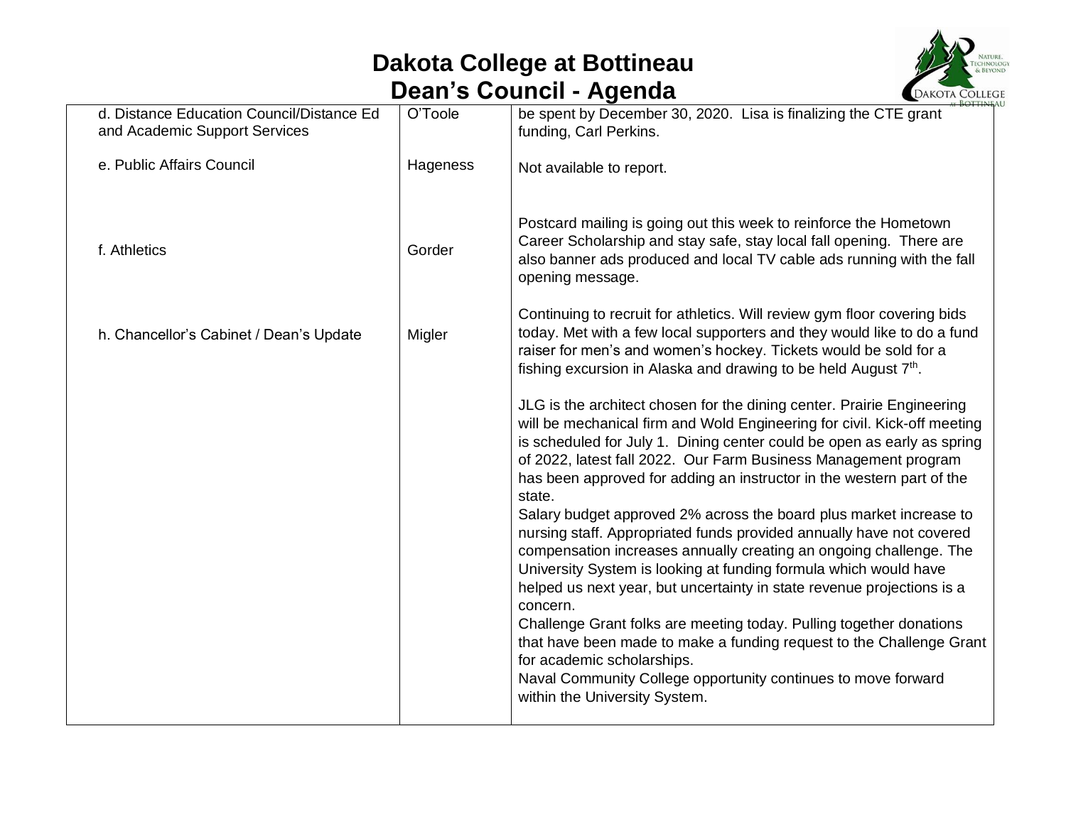# Dakota College at Bottineau
## Dean's Council - Agenda

| | | |
|---|---|---|
| d. Distance Education Council/Distance Ed and Academic Support Services | O'Toole | be spent by December 30, 2020. Lisa is finalizing the CTE grant funding, Carl Perkins. |
| e. Public Affairs Council | Hageness | Not available to report. |
| f. Athletics | Gorder | Postcard mailing is going out this week to reinforce the Hometown Career Scholarship and stay safe, stay local fall opening. There are also banner ads produced and local TV cable ads running with the fall opening message. |
| h. Chancellor's Cabinet / Dean's Update | Migler | Continuing to recruit for athletics. Will review gym floor covering bids today. Met with a few local supporters and they would like to do a fund raiser for men's and women's hockey. Tickets would be sold for a fishing excursion in Alaska and drawing to be held August 7th.<br><br>JLG is the architect chosen for the dining center. Prairie Engineering will be mechanical firm and Wold Engineering for civil. Kick-off meeting is scheduled for July 1. Dining center could be open as early as spring of 2022, latest fall 2022. Our Farm Business Management program has been approved for adding an instructor in the western part of the state.<br>Salary budget approved 2% across the board plus market increase to nursing staff. Appropriated funds provided annually have not covered compensation increases annually creating an ongoing challenge. The University System is looking at funding formula which would have helped us next year, but uncertainty in state revenue projections is a concern.<br>Challenge Grant folks are meeting today. Pulling together donations that have been made to make a funding request to the Challenge Grant for academic scholarships.<br>Naval Community College opportunity continues to move forward within the University System. |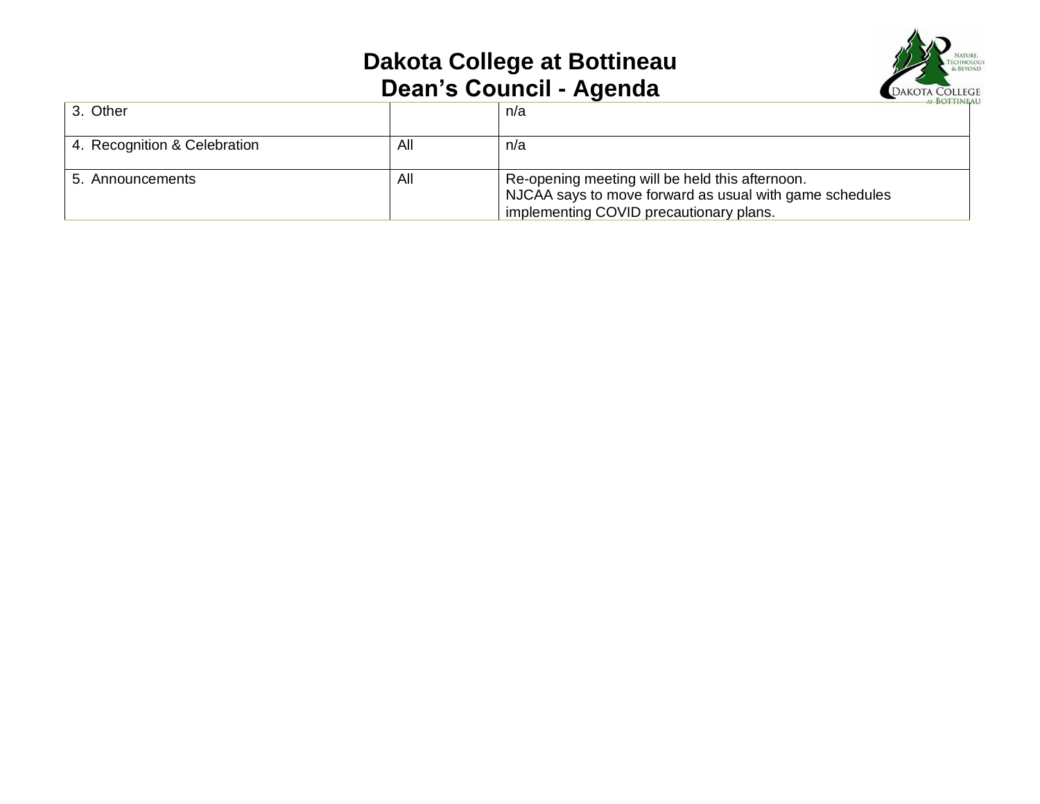# Dakota College at Bottineau
## Dean's Council - Agenda

| | | |
|---|---|---|
| 3. Other | | n/a |
| 4. Recognition & Celebration | All | n/a |
| 5. Announcements | All | Re-opening meeting will be held this afternoon.<br>NJCAA says to move forward as usual with game schedules implementing COVID precautionary plans. |